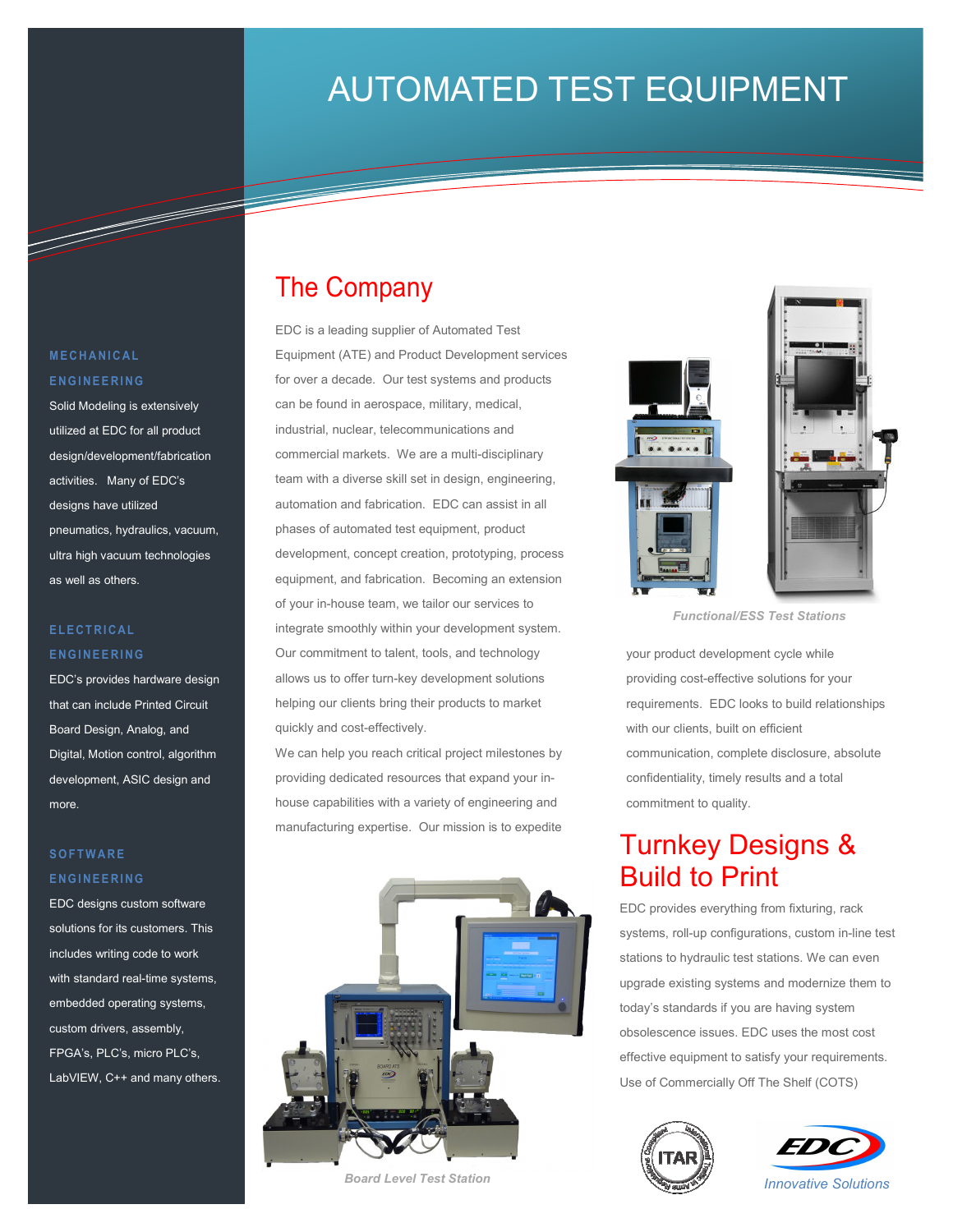# AUTOMATED TEST EQUIPMENT

## The Company

EDC is a leading supplier of Automated Test Equipment (ATE) and Product Development services for over a decade. Our test systems and products can be found in aerospace, military, medical, industrial, nuclear, telecommunications and commercial markets. We are a multi-disciplinary team with a diverse skill set in design, engineering, automation and fabrication. EDC can assist in all phases of automated test equipment, product development, concept creation, prototyping, process equipment, and fabrication. Becoming an extension of your in-house team, we tailor our services to integrate smoothly within your development system. Our commitment to talent, tools, and technology allows us to offer turn-key development solutions helping our clients bring their products to market quickly and cost-effectively.

We can help you reach critical project milestones by providing dedicated resources that expand your in-house capabilities with a variety of engineering and manufacturing expertise. Our mission is to expedite your product development cycle while providing cost-effective solutions for your requirements. EDC looks to build relationships with our clients, built on efficient communication, complete disclosure, absolute confidentiality, timely results and a total commitment to quality.

*Functional/ESS Test Stations*

*Board Level Test Station*

## Turnkey Designs & Build to Print

EDC provides everything from fixturing, rack systems, roll-up configurations, custom in-line test stations to hydraulic test stations. We can even upgrade existing systems and modernize them to today's standards if you are having system obsolescence issues. EDC uses the most cost effective equipment to satisfy your requirements. Use of Commercially Off The Shelf (COTS)

### MECHANICAL ENGINEERING

Solid Modeling is extensively utilized at EDC for all product design/development/fabrication activities. Many of EDC's designs have utilized pneumatics, hydraulics, vacuum, ultra high vacuum technologies as well as others.

### ELECTRICAL ENGINEERING

EDC's provides hardware design that can include Printed Circuit Board Design, Analog, and Digital, Motion control, algorithm development, ASIC design and more.

### SOFTWARE ENGINEERING

EDC designs custom software solutions for its customers. This includes writing code to work with standard real-time systems, embedded operating systems, custom drivers, assembly, FPGA's, PLC's, micro PLC's, LabVIEW, C++ and many others.

ITAR

EDC

*Innovative Solutions*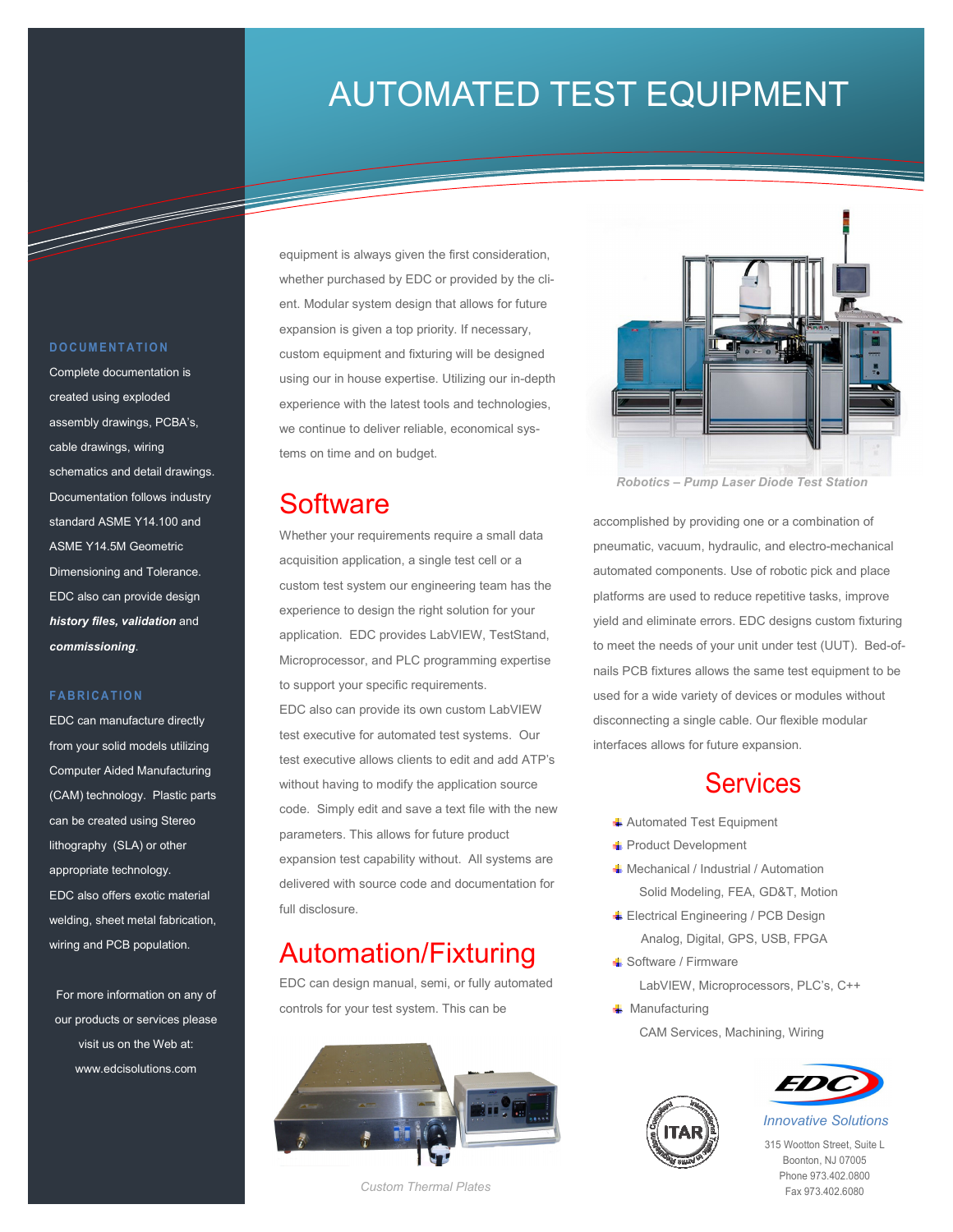# AUTOMATED TEST EQUIPMENT

## DOCUMENTATION

Complete documentation is created using exploded assembly drawings, PCBA's, cable drawings, wiring schematics and detail drawings. Documentation follows industry standard ASME Y14.100 and ASME Y14.5M Geometric Dimensioning and Tolerance. EDC also can provide design ***history files, validation*** and ***commissioning***.

## FABRICATION

EDC can manufacture directly from your solid models utilizing Computer Aided Manufacturing (CAM) technology. Plastic parts can be created using Stereo lithography (SLA) or other appropriate technology. EDC also offers exotic material welding, sheet metal fabrication, wiring and PCB population.

For more information on any of our products or services please visit us on the Web at: www.edcisolutions.com

equipment is always given the first consideration, whether purchased by EDC or provided by the client. Modular system design that allows for future expansion is given a top priority. If necessary, custom equipment and fixturing will be designed using our in house expertise. Utilizing our in-depth experience with the latest tools and technologies, we continue to deliver reliable, economical systems on time and on budget.

## Software

Whether your requirements require a small data acquisition application, a single test cell or a custom test system our engineering team has the experience to design the right solution for your application. EDC provides LabVIEW, TestStand, Microprocessor, and PLC programming expertise to support your specific requirements.
EDC also can provide its own custom LabVIEW test executive for automated test systems. Our test executive allows clients to edit and add ATP's without having to modify the application source code. Simply edit and save a text file with the new parameters. This allows for future product expansion test capability without. All systems are delivered with source code and documentation for full disclosure.

## Automation/Fixturing

EDC can design manual, semi, or fully automated controls for your test system. This can be accomplished by providing one or a combination of pneumatic, vacuum, hydraulic, and electro-mechanical automated components. Use of robotic pick and place platforms are used to reduce repetitive tasks, improve yield and eliminate errors. EDC designs custom fixturing to meet the needs of your unit under test (UUT). Bed-of-nails PCB fixtures allows the same test equipment to be used for a wide variety of devices or modules without disconnecting a single cable. Our flexible modular interfaces allows for future expansion.

*Custom Thermal Plates*

*Robotics – Pump Laser Diode Test Station*

## Services

- Automated Test Equipment
- Product Development
- Mechanical / Industrial / Automation
  Solid Modeling, FEA, GD&T, Motion
- Electrical Engineering / PCB Design
  Analog, Digital, GPS, USB, FPGA
- Software / Firmware
  LabVIEW, Microprocessors, PLC's, C++
- Manufacturing
  CAM Services, Machining, Wiring

ITAR

EDC

*Innovative Solutions*

315 Wootton Street, Suite L
Boonton, NJ 07005
Phone 973.402.0800
Fax 973.402.6080